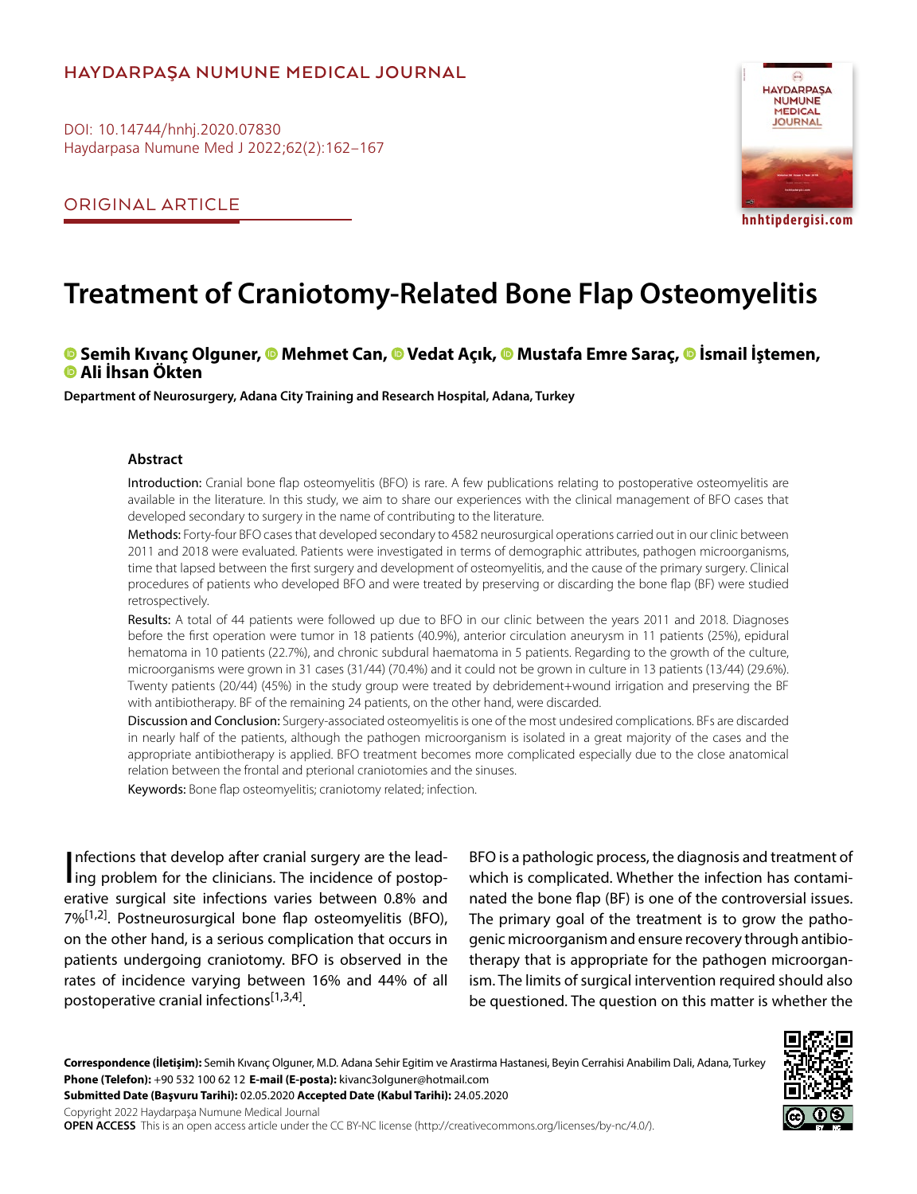HAYDARPAŞA NUMUNE MEDICAL JOURNAL

DOI: 10.14744/hnhj.2020.07830
Haydarpasa Numune Med J 2022;62(2):162–167

ORIGINAL ARTICLE

# Treatment of Craniotomy-Related Bone Flap Osteomyelitis

**Semih Kıvanç Olguner, Mehmet Can, Vedat Açık, Mustafa Emre Saraç, İsmail İştemen, Ali İhsan Ökten**

**Department of Neurosurgery, Adana City Training and Research Hospital, Adana, Turkey**

## Abstract

Introduction: Cranial bone flap osteomyelitis (BFO) is rare. A few publications relating to postoperative osteomyelitis are available in the literature. In this study, we aim to share our experiences with the clinical management of BFO cases that developed secondary to surgery in the name of contributing to the literature.

Methods: Forty-four BFO cases that developed secondary to 4582 neurosurgical operations carried out in our clinic between 2011 and 2018 were evaluated. Patients were investigated in terms of demographic attributes, pathogen microorganisms, time that lapsed between the first surgery and development of osteomyelitis, and the cause of the primary surgery. Clinical procedures of patients who developed BFO and were treated by preserving or discarding the bone flap (BF) were studied retrospectively.

Results: A total of 44 patients were followed up due to BFO in our clinic between the years 2011 and 2018. Diagnoses before the first operation were tumor in 18 patients (40.9%), anterior circulation aneurysm in 11 patients (25%), epidural hematoma in 10 patients (22.7%), and chronic subdural haematoma in 5 patients. Regarding to the growth of the culture, microorganisms were grown in 31 cases (31/44) (70.4%) and it could not be grown in culture in 13 patients (13/44) (29.6%). Twenty patients (20/44) (45%) in the study group were treated by debridement+wound irrigation and preserving the BF with antibiotherapy. BF of the remaining 24 patients, on the other hand, were discarded.

Discussion and Conclusion: Surgery-associated osteomyelitis is one of the most undesired complications. BFs are discarded in nearly half of the patients, although the pathogen microorganism is isolated in a great majority of the cases and the appropriate antibiotherapy is applied. BFO treatment becomes more complicated especially due to the close anatomical relation between the frontal and pterional craniotomies and the sinuses.

Keywords: Bone flap osteomyelitis; craniotomy related; infection.

Infections that develop after cranial surgery are the leading problem for the clinicians. The incidence of postoperative surgical site infections varies between 0.8% and 7%[1,2]. Postneurosurgical bone flap osteomyelitis (BFO), on the other hand, is a serious complication that occurs in patients undergoing craniotomy. BFO is observed in the rates of incidence varying between 16% and 44% of all postoperative cranial infections[1,3,4].

BFO is a pathologic process, the diagnosis and treatment of which is complicated. Whether the infection has contaminated the bone flap (BF) is one of the controversial issues. The primary goal of the treatment is to grow the pathogenic microorganism and ensure recovery through antibiotherapy that is appropriate for the pathogen microorganism. The limits of surgical intervention required should also be questioned. The question on this matter is whether the

**Correspondence (İletişim):** Semih Kıvanç Olguner, M.D. Adana Sehir Egitim ve Arastirma Hastanesi, Beyin Cerrahisi Anabilim Dali, Adana, Turkey
**Phone (Telefon):** +90 532 100 62 12 **E-mail (E-posta):** kivanc3olguner@hotmail.com
**Submitted Date (Başvuru Tarihi):** 02.05.2020 **Accepted Date (Kabul Tarihi):** 24.05.2020
Copyright 2022 Haydarpaşa Numune Medical Journal
**OPEN ACCESS** This is an open access article under the CC BY-NC license (http://creativecommons.org/licenses/by-nc/4.0/).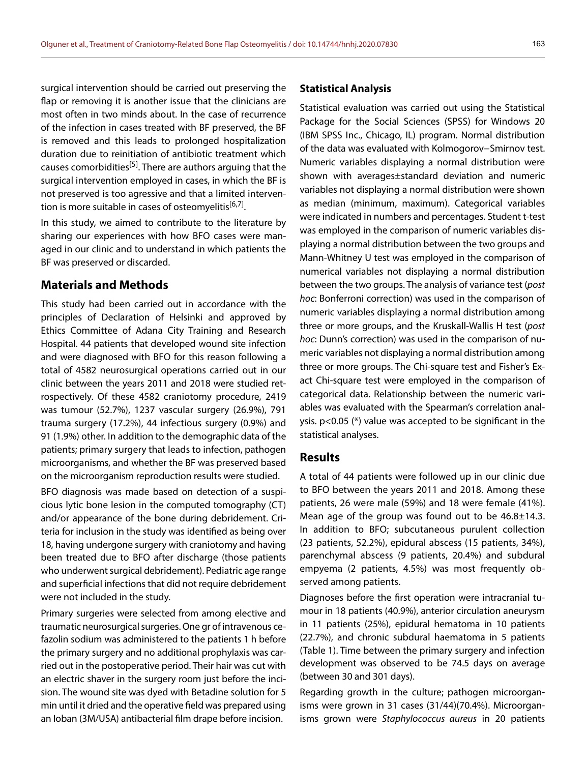surgical intervention should be carried out preserving the flap or removing it is another issue that the clinicians are most often in two minds about. In the case of recurrence of the infection in cases treated with BF preserved, the BF is removed and this leads to prolonged hospitalization duration due to reinitiation of antibiotic treatment which causes comorbidities[5]. There are authors arguing that the surgical intervention employed in cases, in which the BF is not preserved is too agressive and that a limited intervention is more suitable in cases of osteomyelitis[6,7].

In this study, we aimed to contribute to the literature by sharing our experiences with how BFO cases were managed in our clinic and to understand in which patients the BF was preserved or discarded.

## Materials and Methods

This study had been carried out in accordance with the principles of Declaration of Helsinki and approved by Ethics Committee of Adana City Training and Research Hospital. 44 patients that developed wound site infection and were diagnosed with BFO for this reason following a total of 4582 neurosurgical operations carried out in our clinic between the years 2011 and 2018 were studied retrospectively. Of these 4582 craniotomy procedure, 2419 was tumour (52.7%), 1237 vascular surgery (26.9%), 791 trauma surgery (17.2%), 44 infectious surgery (0.9%) and 91 (1.9%) other. In addition to the demographic data of the patients; primary surgery that leads to infection, pathogen microorganisms, and whether the BF was preserved based on the microorganism reproduction results were studied.

BFO diagnosis was made based on detection of a suspicious lytic bone lesion in the computed tomography (CT) and/or appearance of the bone during debridement. Criteria for inclusion in the study was identified as being over 18, having undergone surgery with craniotomy and having been treated due to BFO after discharge (those patients who underwent surgical debridement). Pediatric age range and superficial infections that did not require debridement were not included in the study.

Primary surgeries were selected from among elective and traumatic neurosurgical surgeries. One gr of intravenous cefazolin sodium was administered to the patients 1 h before the primary surgery and no additional prophylaxis was carried out in the postoperative period. Their hair was cut with an electric shaver in the surgery room just before the incision. The wound site was dyed with Betadine solution for 5 min until it dried and the operative field was prepared using an Ioban (3M/USA) antibacterial film drape before incision.

### Statistical Analysis

Statistical evaluation was carried out using the Statistical Package for the Social Sciences (SPSS) for Windows 20 (IBM SPSS Inc., Chicago, IL) program. Normal distribution of the data was evaluated with Kolmogorov−Smirnov test. Numeric variables displaying a normal distribution were shown with averages±standard deviation and numeric variables not displaying a normal distribution were shown as median (minimum, maximum). Categorical variables were indicated in numbers and percentages. Student t-test was employed in the comparison of numeric variables displaying a normal distribution between the two groups and Mann-Whitney U test was employed in the comparison of numerical variables not displaying a normal distribution between the two groups. The analysis of variance test (*post hoc*: Bonferroni correction) was used in the comparison of numeric variables displaying a normal distribution among three or more groups, and the Kruskall-Wallis H test (*post hoc*: Dunn's correction) was used in the comparison of numeric variables not displaying a normal distribution among three or more groups. The Chi-square test and Fisher's Exact Chi-square test were employed in the comparison of categorical data. Relationship between the numeric variables was evaluated with the Spearman's correlation analysis. $p<0.05$ (*) value was accepted to be significant in the statistical analyses.

## Results

A total of 44 patients were followed up in our clinic due to BFO between the years 2011 and 2018. Among these patients, 26 were male (59%) and 18 were female (41%). Mean age of the group was found out to be 46.8±14.3. In addition to BFO; subcutaneous purulent collection (23 patients, 52.2%), epidural abscess (15 patients, 34%), parenchymal abscess (9 patients, 20.4%) and subdural empyema (2 patients, 4.5%) was most frequently observed among patients.

Diagnoses before the first operation were intracranial tumour in 18 patients (40.9%), anterior circulation aneurysm in 11 patients (25%), epidural hematoma in 10 patients (22.7%), and chronic subdural haematoma in 5 patients (Table 1). Time between the primary surgery and infection development was observed to be 74.5 days on average (between 30 and 301 days).

Regarding growth in the culture; pathogen microorganisms were grown in 31 cases (31/44)(70.4%). Microorganisms grown were *Staphylococcus aureus* in 20 patients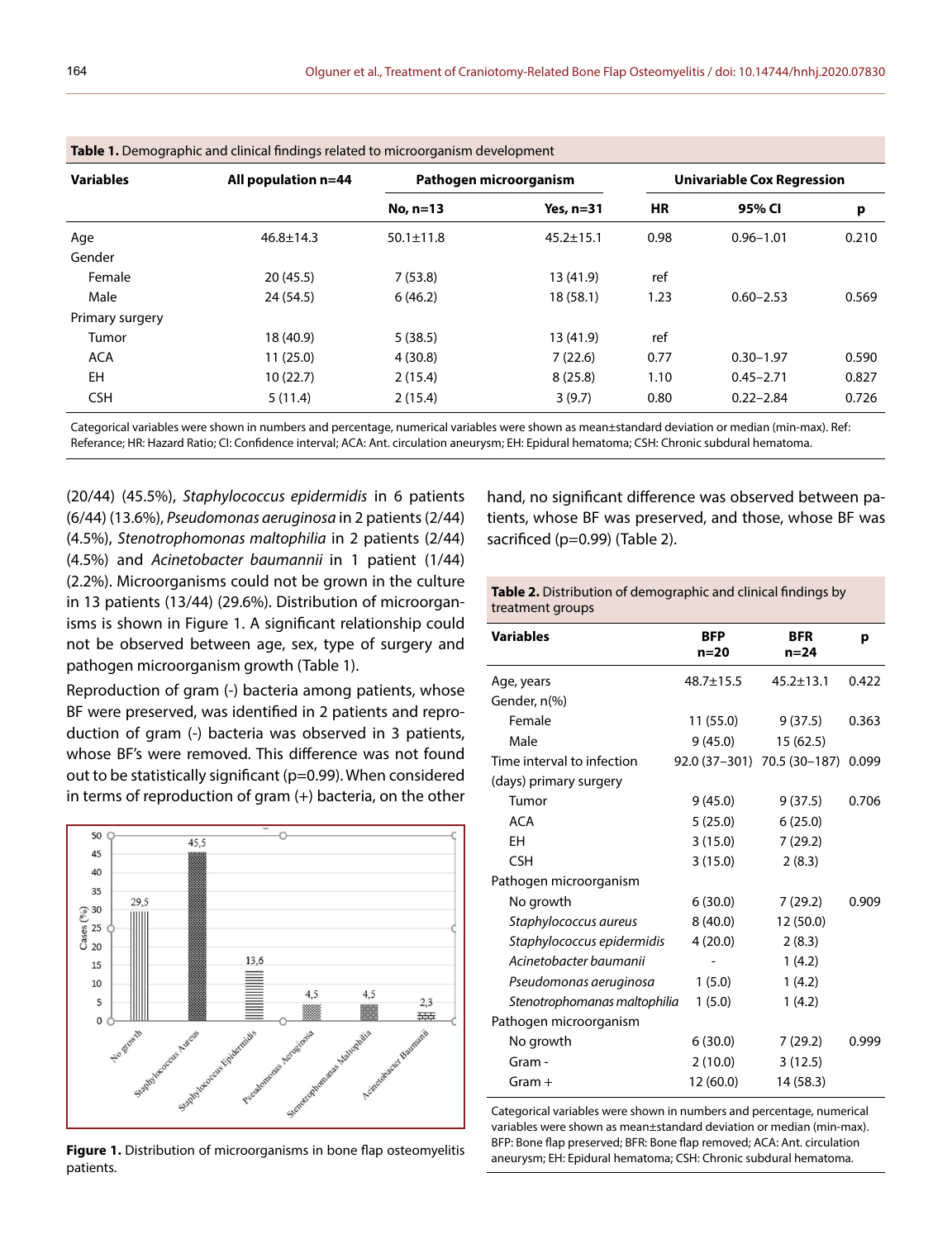**Table 1.** Demographic and clinical findings related to microorganism development

| Variables | All population n=44 | Pathogen microorganism | | Univariable Cox Regression | | |
|---|---|---|---|---|---|---|
| | | No, n=13 | Yes, n=31 | HR | 95% CI | p |
| Age | 46.8±14.3 | 50.1±11.8 | 45.2±15.1 | 0.98 | 0.96–1.01 | 0.210 |
| Gender | | | | | | |
| Female | 20 (45.5) | 7 (53.8) | 13 (41.9) | ref | | |
| Male | 24 (54.5) | 6 (46.2) | 18 (58.1) | 1.23 | 0.60–2.53 | 0.569 |
| Primary surgery | | | | | | |
| Tumor | 18 (40.9) | 5 (38.5) | 13 (41.9) | ref | | |
| ACA | 11 (25.0) | 4 (30.8) | 7 (22.6) | 0.77 | 0.30–1.97 | 0.590 |
| EH | 10 (22.7) | 2 (15.4) | 8 (25.8) | 1.10 | 0.45–2.71 | 0.827 |
| CSH | 5 (11.4) | 2 (15.4) | 3 (9.7) | 0.80 | 0.22–2.84 | 0.726 |

Categorical variables were shown in numbers and percentage, numerical variables were shown as mean±standard deviation or median (min-max). Ref: Referance; HR: Hazard Ratio; CI: Confidence interval; ACA: Ant. circulation aneurysm; EH: Epidural hematoma; CSH: Chronic subdural hematoma.

(20/44) (45.5%), *Staphylococcus epidermidis* in 6 patients (6/44) (13.6%), *Pseudomonas aeruginosa* in 2 patients (2/44) (4.5%), *Stenotrophomonas maltophilia* in 2 patients (2/44) (4.5%) and *Acinetobacter baumannii* in 1 patient (1/44) (2.2%). Microorganisms could not be grown in the culture in 13 patients (13/44) (29.6%). Distribution of microorganisms is shown in Figure 1. A significant relationship could not be observed between age, sex, type of surgery and pathogen microorganism growth (Table 1).

Reproduction of gram (-) bacteria among patients, whose BF were preserved, was identified in 2 patients and reproduction of gram (-) bacteria was observed in 3 patients, whose BF's were removed. This difference was not found out to be statistically significant (p=0.99). When considered in terms of reproduction of gram (+) bacteria, on the other hand, no significant difference was observed between patients, whose BF was preserved, and those, whose BF was sacrificed (p=0.99) (Table 2).

**Figure 1.** Distribution of microorganisms in bone flap osteomyelitis patients.

**Table 2.** Distribution of demographic and clinical findings by treatment groups

| Variables | BFP n=20 | BFR n=24 | p |
|---|---|---|---|
| Age, years | 48.7±15.5 | 45.2±13.1 | 0.422 |
| Gender, n(%) | | | |
| Female | 11 (55.0) | 9 (37.5) | 0.363 |
| Male | 9 (45.0) | 15 (62.5) | |
| Time interval to infection | 92.0 (37–301) | 70.5 (30–187) | 0.099 |
| (days) primary surgery | | | |
| Tumor | 9 (45.0) | 9 (37.5) | 0.706 |
| ACA | 5 (25.0) | 6 (25.0) | |
| EH | 3 (15.0) | 7 (29.2) | |
| CSH | 3 (15.0) | 2 (8.3) | |
| Pathogen microorganism | | | |
| No growth | 6 (30.0) | 7 (29.2) | 0.909 |
| *Staphylococcus aureus* | 8 (40.0) | 12 (50.0) | |
| *Staphylococcus epidermidis* | 4 (20.0) | 2 (8.3) | |
| *Acinetobacter baumanii* | - | 1 (4.2) | |
| *Pseudomonas aeruginosa* | 1 (5.0) | 1 (4.2) | |
| *Stenotrophomanas maltophilia* | 1 (5.0) | 1 (4.2) | |
| Pathogen microorganism | | | |
| No growth | 6 (30.0) | 7 (29.2) | 0.999 |
| Gram - | 2 (10.0) | 3 (12.5) | |
| Gram + | 12 (60.0) | 14 (58.3) | |

Categorical variables were shown in numbers and percentage, numerical variables were shown as mean±standard deviation or median (min-max). BFP: Bone flap preserved; BFR: Bone flap removed; ACA: Ant. circulation aneurysm; EH: Epidural hematoma; CSH: Chronic subdural hematoma.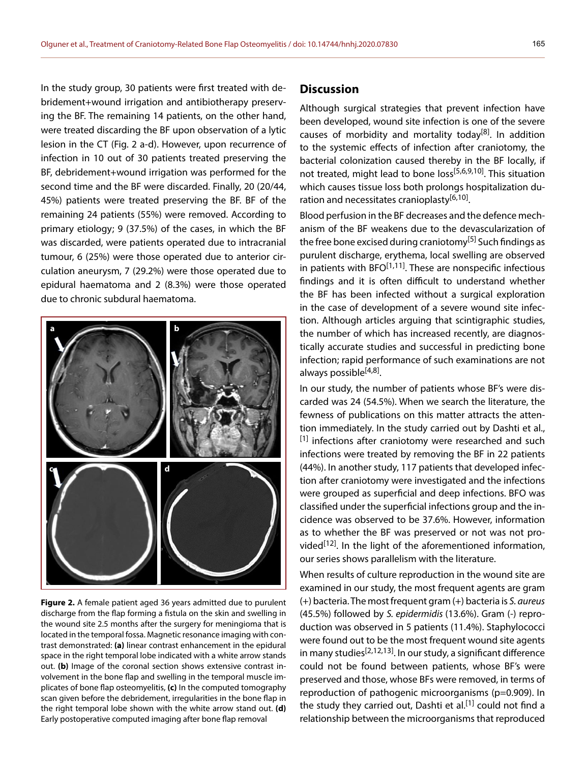In the study group, 30 patients were first treated with debridement+wound irrigation and antibiotherapy preserving the BF. The remaining 14 patients, on the other hand, were treated discarding the BF upon observation of a lytic lesion in the CT (Fig. 2 a-d). However, upon recurrence of infection in 10 out of 30 patients treated preserving the BF, debridement+wound irrigation was performed for the second time and the BF were discarded. Finally, 20 (20/44, 45%) patients were treated preserving the BF. BF of the remaining 24 patients (55%) were removed. According to primary etiology; 9 (37.5%) of the cases, in which the BF was discarded, were patients operated due to intracranial tumour, 6 (25%) were those operated due to anterior circulation aneurysm, 7 (29.2%) were those operated due to epidural haematoma and 2 (8.3%) were those operated due to chronic subdural haematoma.

**Figure 2.** A female patient aged 36 years admitted due to purulent discharge from the flap forming a fistula on the skin and swelling in the wound site 2.5 months after the surgery for meningioma that is located in the temporal fossa. Magnetic resonance imaging with contrast demonstrated: **(a)** linear contrast enhancement in the epidural space in the right temporal lobe indicated with a white arrow stands out. **(b)** Image of the coronal section shows extensive contrast involvement in the bone flap and swelling in the temporal muscle implicates of bone flap osteomyelitis, **(c)** In the computed tomography scan given before the debridement, irregularities in the bone flap in the right temporal lobe shown with the white arrow stand out. **(d)** Early postoperative computed imaging after bone flap removal

## Discussion

Although surgical strategies that prevent infection have been developed, wound site infection is one of the severe causes of morbidity and mortality today[8]. In addition to the systemic effects of infection after craniotomy, the bacterial colonization caused thereby in the BF locally, if not treated, might lead to bone loss[5,6,9,10]. This situation which causes tissue loss both prolongs hospitalization duration and necessitates cranioplasty[6,10].

Blood perfusion in the BF decreases and the defence mechanism of the BF weakens due to the devascularization of the free bone excised during craniotomy[5] Such findings as purulent discharge, erythema, local swelling are observed in patients with BFO[1,11]. These are nonspecific infectious findings and it is often difficult to understand whether the BF has been infected without a surgical exploration in the case of development of a severe wound site infection. Although articles arguing that scintigraphic studies, the number of which has increased recently, are diagnostically accurate studies and successful in predicting bone infection; rapid performance of such examinations are not always possible[4,8].

In our study, the number of patients whose BF's were discarded was 24 (54.5%). When we search the literature, the fewness of publications on this matter attracts the attention immediately. In the study carried out by Dashti et al.,[1] infections after craniotomy were researched and such infections were treated by removing the BF in 22 patients (44%). In another study, 117 patients that developed infection after craniotomy were investigated and the infections were grouped as superficial and deep infections. BFO was classified under the superficial infections group and the incidence was observed to be 37.6%. However, information as to whether the BF was preserved or not was not provided[12]. In the light of the aforementioned information, our series shows parallelism with the literature.

When results of culture reproduction in the wound site are examined in our study, the most frequent agents are gram (+) bacteria. The most frequent gram (+) bacteria is *S. aureus* (45.5%) followed by *S. epidermidis* (13.6%). Gram (-) reproduction was observed in 5 patients (11.4%). Staphylococci were found out to be the most frequent wound site agents in many studies[2,12,13]. In our study, a significant difference could not be found between patients, whose BF's were preserved and those, whose BFs were removed, in terms of reproduction of pathogenic microorganisms ($p=0.909$). In the study they carried out, Dashti et al.[1] could not find a relationship between the microorganisms that reproduced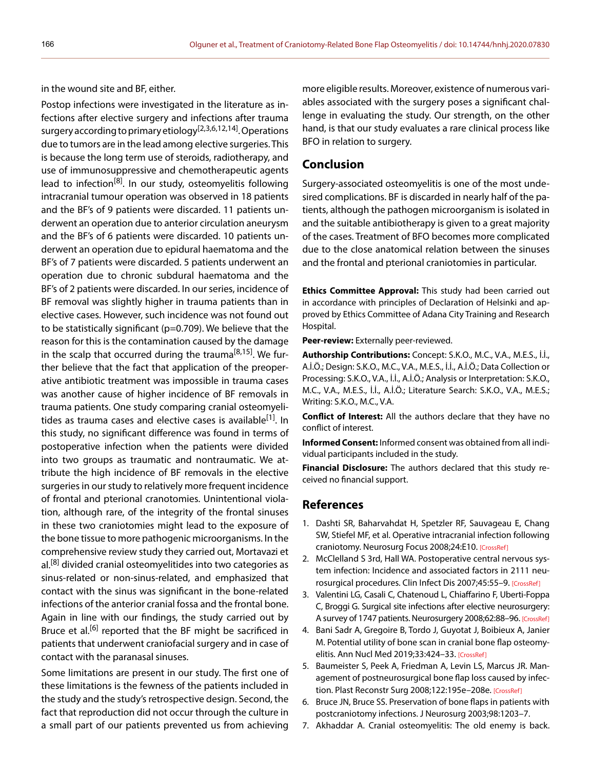in the wound site and BF, either.

Postop infections were investigated in the literature as infections after elective surgery and infections after trauma surgery according to primary etiology[2,3,6,12,14]. Operations due to tumors are in the lead among elective surgeries. This is because the long term use of steroids, radiotherapy, and use of immunosuppressive and chemotherapeutic agents lead to infection[8]. In our study, osteomyelitis following intracranial tumour operation was observed in 18 patients and the BF's of 9 patients were discarded. 11 patients underwent an operation due to anterior circulation aneurysm and the BF's of 6 patients were discarded. 10 patients underwent an operation due to epidural haematoma and the BF's of 7 patients were discarded. 5 patients underwent an operation due to chronic subdural haematoma and the BF's of 2 patients were discarded. In our series, incidence of BF removal was slightly higher in trauma patients than in elective cases. However, such incidence was not found out to be statistically significant (p=0.709). We believe that the reason for this is the contamination caused by the damage in the scalp that occurred during the trauma[8,15]. We further believe that the fact that application of the preoperative antibiotic treatment was impossible in trauma cases was another cause of higher incidence of BF removals in trauma patients. One study comparing cranial osteomyelitides as trauma cases and elective cases is available[1]. In this study, no significant difference was found in terms of postoperative infection when the patients were divided into two groups as traumatic and nontraumatic. We attribute the high incidence of BF removals in the elective surgeries in our study to relatively more frequent incidence of frontal and pterional cranotomies. Unintentional violation, although rare, of the integrity of the frontal sinuses in these two craniotomies might lead to the exposure of the bone tissue to more pathogenic microorganisms. In the comprehensive review study they carried out, Mortavazi et al.[8] divided cranial osteomyelitides into two categories as sinus-related or non-sinus-related, and emphasized that contact with the sinus was significant in the bone-related infections of the anterior cranial fossa and the frontal bone. Again in line with our findings, the study carried out by Bruce et al.[6] reported that the BF might be sacrificed in patients that underwent craniofacial surgery and in case of contact with the paranasal sinuses.

Some limitations are present in our study. The first one of these limitations is the fewness of the patients included in the study and the study's retrospective design. Second, the fact that reproduction did not occur through the culture in a small part of our patients prevented us from achieving more eligible results. Moreover, existence of numerous variables associated with the surgery poses a significant challenge in evaluating the study. Our strength, on the other hand, is that our study evaluates a rare clinical process like BFO in relation to surgery.

## Conclusion

Surgery-associated osteomyelitis is one of the most undesired complications. BF is discarded in nearly half of the patients, although the pathogen microorganism is isolated in and the suitable antibiotherapy is given to a great majority of the cases. Treatment of BFO becomes more complicated due to the close anatomical relation between the sinuses and the frontal and pterional craniotomies in particular.

**Ethics Committee Approval:** This study had been carried out in accordance with principles of Declaration of Helsinki and approved by Ethics Committee of Adana City Training and Research Hospital.

**Peer-review:** Externally peer-reviewed.

**Authorship Contributions:** Concept: S.K.O., M.C., V.A., M.E.S., İ.İ., A.İ.Ö.; Design: S.K.O., M.C., V.A., M.E.S., İ.İ., A.İ.Ö.; Data Collection or Processing: S.K.O., V.A., İ.İ., A.İ.Ö.; Analysis or Interpretation: S.K.O., M.C., V.A., M.E.S., İ.İ., A.İ.Ö.; Literature Search: S.K.O., V.A., M.E.S.; Writing: S.K.O., M.C., V.A.

**Conflict of Interest:** All the authors declare that they have no conflict of interest.

**Informed Consent:** Informed consent was obtained from all individual participants included in the study.

**Financial Disclosure:** The authors declared that this study received no financial support.

## References

1. Dashti SR, Baharvahdat H, Spetzler RF, Sauvageau E, Chang SW, Stiefel MF, et al. Operative intracranial infection following craniotomy. Neurosurg Focus 2008;24:E10. [CrossRef]
2. McClelland S 3rd, Hall WA. Postoperative central nervous system infection: Incidence and associated factors in 2111 neurosurgical procedures. Clin Infect Dis 2007;45:55–9. [CrossRef]
3. Valentini LG, Casali C, Chatenoud L, Chiaffarino F, Uberti-Foppa C, Broggi G. Surgical site infections after elective neurosurgery: A survey of 1747 patients. Neurosurgery 2008;62:88–96. [CrossRef]
4. Bani Sadr A, Gregoire B, Tordo J, Guyotat J, Boibieux A, Janier M. Potential utility of bone scan in cranial bone flap osteomyelitis. Ann Nucl Med 2019;33:424–33. [CrossRef]
5. Baumeister S, Peek A, Friedman A, Levin LS, Marcus JR. Management of postneurosurgical bone flap loss caused by infection. Plast Reconstr Surg 2008;122:195e–208e. [CrossRef]
6. Bruce JN, Bruce SS. Preservation of bone flaps in patients with postcraniotomy infections. J Neurosurg 2003;98:1203–7.
7. Akhaddar A. Cranial osteomyelitis: The old enemy is back.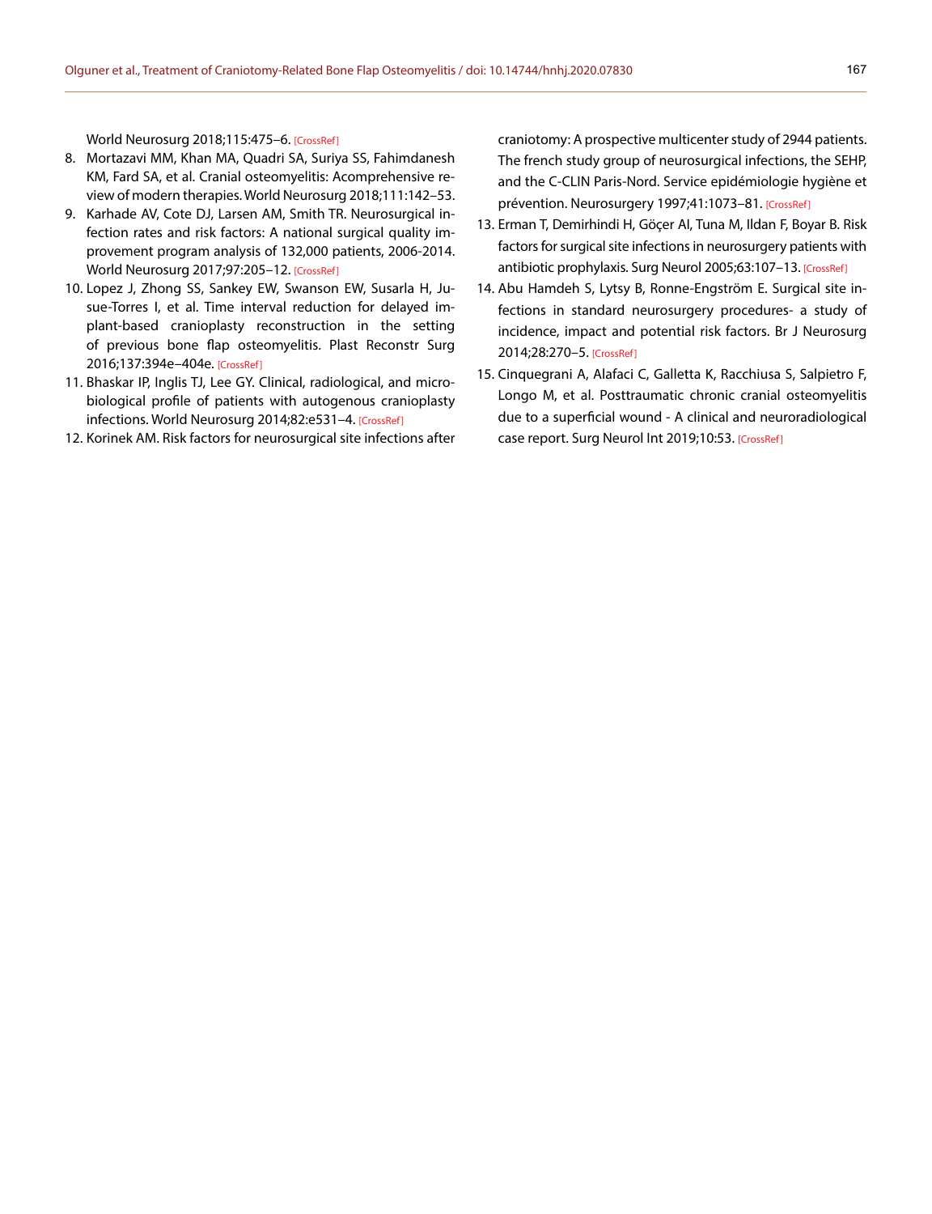World Neurosurg 2018;115:475–6. [CrossRef]

8. Mortazavi MM, Khan MA, Quadri SA, Suriya SS, Fahimdanesh KM, Fard SA, et al. Cranial osteomyelitis: Acomprehensive review of modern therapies. World Neurosurg 2018;111:142–53.
9. Karhade AV, Cote DJ, Larsen AM, Smith TR. Neurosurgical infection rates and risk factors: A national surgical quality improvement program analysis of 132,000 patients, 2006-2014. World Neurosurg 2017;97:205–12. [CrossRef]
10. Lopez J, Zhong SS, Sankey EW, Swanson EW, Susarla H, Jusue-Torres I, et al. Time interval reduction for delayed implant-based cranioplasty reconstruction in the setting of previous bone flap osteomyelitis. Plast Reconstr Surg 2016;137:394e–404e. [CrossRef]
11. Bhaskar IP, Inglis TJ, Lee GY. Clinical, radiological, and microbiological profile of patients with autogenous cranioplasty infections. World Neurosurg 2014;82:e531–4. [CrossRef]
12. Korinek AM. Risk factors for neurosurgical site infections after craniotomy: A prospective multicenter study of 2944 patients. The french study group of neurosurgical infections, the SEHP, and the C-CLIN Paris-Nord. Service epidémiologie hygiène et prévention. Neurosurgery 1997;41:1073–81. [CrossRef]
13. Erman T, Demirhindi H, Göçer AI, Tuna M, Ildan F, Boyar B. Risk factors for surgical site infections in neurosurgery patients with antibiotic prophylaxis. Surg Neurol 2005;63:107–13. [CrossRef]
14. Abu Hamdeh S, Lytsy B, Ronne-Engström E. Surgical site infections in standard neurosurgery procedures- a study of incidence, impact and potential risk factors. Br J Neurosurg 2014;28:270–5. [CrossRef]
15. Cinquegrani A, Alafaci C, Galletta K, Racchiusa S, Salpietro F, Longo M, et al. Posttraumatic chronic cranial osteomyelitis due to a superficial wound - A clinical and neuroradiological case report. Surg Neurol Int 2019;10:53. [CrossRef]